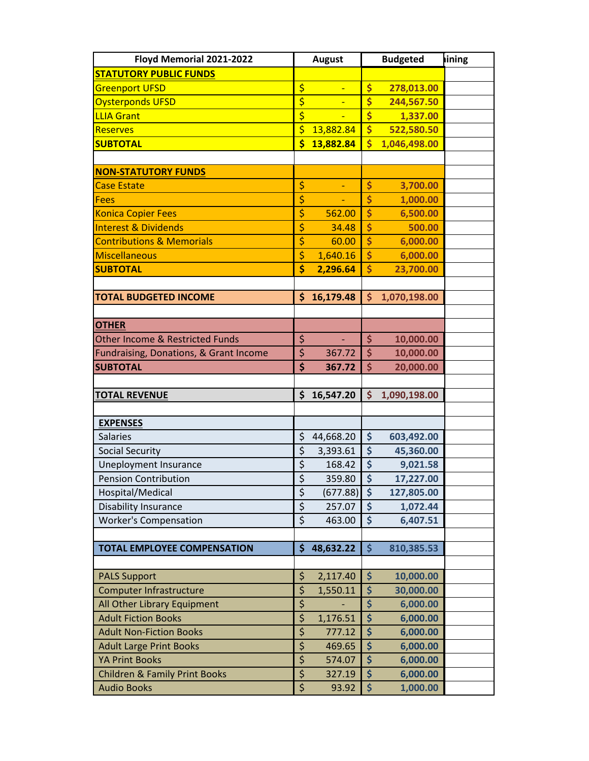| Floyd Memorial 2021-2022 | August | Budgeted | ining |
|---|---|---|---|
| **STATUTORY PUBLIC FUNDS** | | | |
| Greenport UFSD | $ - | $ 278,013.00 | |
| Oysterponds UFSD | $ - | $ 244,567.50 | |
| LLIA Grant | $ - | $ 1,337.00 | |
| Reserves | $ 13,882.84 | $ 522,580.50 | |
| **SUBTOTAL** | **$ 13,882.84** | **$ 1,046,498.00** | |
| | | | |
| **NON-STATUTORY FUNDS** | | | |
| Case Estate | $ - | $ 3,700.00 | |
| Fees | $ - | $ 1,000.00 | |
| Konica Copier Fees | $ 562.00 | $ 6,500.00 | |
| Interest & Dividends | $ 34.48 | $ 500.00 | |
| Contributions & Memorials | $ 60.00 | $ 6,000.00 | |
| Miscellaneous | $ 1,640.16 | $ 6,000.00 | |
| **SUBTOTAL** | **$ 2,296.64** | **$ 23,700.00** | |
| | | | |
| **TOTAL BUDGETED INCOME** | **$ 16,179.48** | **$ 1,070,198.00** | |
| | | | |
| **OTHER** | | | |
| Other Income & Restricted Funds | $ - | $ 10,000.00 | |
| Fundraising, Donations, & Grant Income | $ 367.72 | $ 10,000.00 | |
| **SUBTOTAL** | **$ 367.72** | **$ 20,000.00** | |
| | | | |
| **TOTAL REVENUE** | **$ 16,547.20** | **$ 1,090,198.00** | |
| | | | |
| **EXPENSES** | | | |
| Salaries | $ 44,668.20 | $ 603,492.00 | |
| Social Security | $ 3,393.61 | $ 45,360.00 | |
| Uneployment Insurance | $ 168.42 | $ 9,021.58 | |
| Pension Contribution | $ 359.80 | $ 17,227.00 | |
| Hospital/Medical | $ (677.88) | $ 127,805.00 | |
| Disability Insurance | $ 257.07 | $ 1,072.44 | |
| Worker's Compensation | $ 463.00 | $ 6,407.51 | |
| | | | |
| **TOTAL EMPLOYEE COMPENSATION** | **$ 48,632.22** | **$ 810,385.53** | |
| | | | |
| PALS Support | $ 2,117.40 | $ 10,000.00 | |
| Computer Infrastructure | $ 1,550.11 | $ 30,000.00 | |
| All Other Library Equipment | $ - | $ 6,000.00 | |
| Adult Fiction Books | $ 1,176.51 | $ 6,000.00 | |
| Adult Non-Fiction Books | $ 777.12 | $ 6,000.00 | |
| Adult Large Print Books | $ 469.65 | $ 6,000.00 | |
| YA Print Books | $ 574.07 | $ 6,000.00 | |
| Children & Family Print Books | $ 327.19 | $ 6,000.00 | |
| Audio Books | $ 93.92 | $ 1,000.00 | |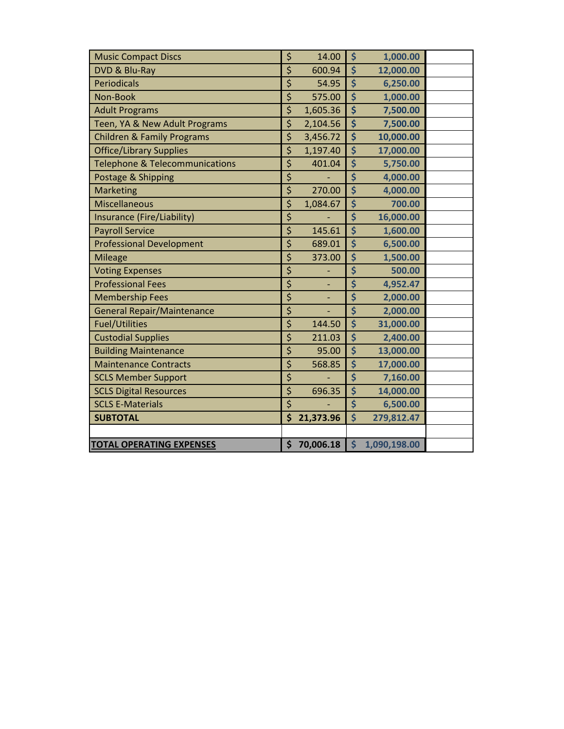| | | | |
|---|---|---|---|
| Music Compact Discs | $ 14.00 | $ 1,000.00 | |
| DVD & Blu-Ray | $ 600.94 | $ 12,000.00 | |
| Periodicals | $ 54.95 | $ 6,250.00 | |
| Non-Book | $ 575.00 | $ 1,000.00 | |
| Adult Programs | $ 1,605.36 | $ 7,500.00 | |
| Teen, YA & New Adult Programs | $ 2,104.56 | $ 7,500.00 | |
| Children & Family Programs | $ 3,456.72 | $ 10,000.00 | |
| Office/Library Supplies | $ 1,197.40 | $ 17,000.00 | |
| Telephone & Telecommunications | $ 401.04 | $ 5,750.00 | |
| Postage & Shipping | $ - | $ 4,000.00 | |
| Marketing | $ 270.00 | $ 4,000.00 | |
| Miscellaneous | $ 1,084.67 | $ 700.00 | |
| Insurance (Fire/Liability) | $ - | $ 16,000.00 | |
| Payroll Service | $ 145.61 | $ 1,600.00 | |
| Professional Development | $ 689.01 | $ 6,500.00 | |
| Mileage | $ 373.00 | $ 1,500.00 | |
| Voting Expenses | $ - | $ 500.00 | |
| Professional Fees | $ - | $ 4,952.47 | |
| Membership Fees | $ - | $ 2,000.00 | |
| General Repair/Maintenance | $ - | $ 2,000.00 | |
| Fuel/Utilities | $ 144.50 | $ 31,000.00 | |
| Custodial Supplies | $ 211.03 | $ 2,400.00 | |
| Building Maintenance | $ 95.00 | $ 13,000.00 | |
| Maintenance Contracts | $ 568.85 | $ 17,000.00 | |
| SCLS Member Support | $ - | $ 7,160.00 | |
| SCLS Digital Resources | $ 696.35 | $ 14,000.00 | |
| SCLS E-Materials | $ - | $ 6,500.00 | |
| **SUBTOTAL** | **$ 21,373.96** | **$ 279,812.47** | |
| | | | |
| **TOTAL OPERATING EXPENSES** | **$ 70,006.18** | **$ 1,090,198.00** | |